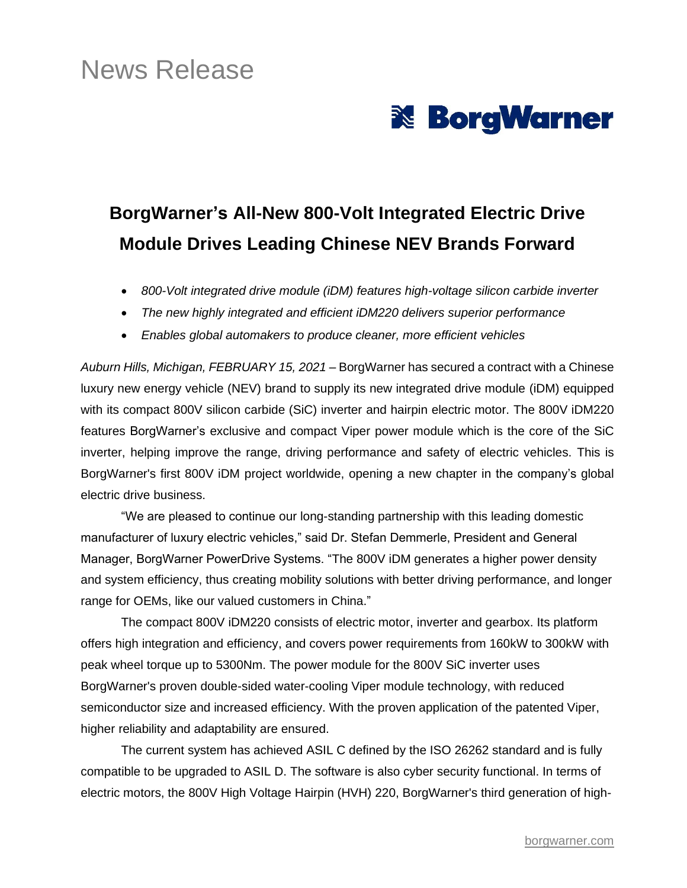News Release

BorgWarner

# BorgWarner's All-New 800-Volt Integrated Electric Drive Module Drives Leading Chinese NEV Brands Forward

- *800-Volt integrated drive module (iDM) features high-voltage silicon carbide inverter*
- *The new highly integrated and efficient iDM220 delivers superior performance*
- *Enables global automakers to produce cleaner, more efficient vehicles*

*Auburn Hills, Michigan, FEBRUARY 15, 2021* – BorgWarner has secured a contract with a Chinese luxury new energy vehicle (NEV) brand to supply its new integrated drive module (iDM) equipped with its compact 800V silicon carbide (SiC) inverter and hairpin electric motor. The 800V iDM220 features BorgWarner's exclusive and compact Viper power module which is the core of the SiC inverter, helping improve the range, driving performance and safety of electric vehicles. This is BorgWarner's first 800V iDM project worldwide, opening a new chapter in the company's global electric drive business.

"We are pleased to continue our long-standing partnership with this leading domestic manufacturer of luxury electric vehicles," said Dr. Stefan Demmerle, President and General Manager, BorgWarner PowerDrive Systems. "The 800V iDM generates a higher power density and system efficiency, thus creating mobility solutions with better driving performance, and longer range for OEMs, like our valued customers in China."

The compact 800V iDM220 consists of electric motor, inverter and gearbox. Its platform offers high integration and efficiency, and covers power requirements from 160kW to 300kW with peak wheel torque up to 5300Nm. The power module for the 800V SiC inverter uses BorgWarner's proven double-sided water-cooling Viper module technology, with reduced semiconductor size and increased efficiency. With the proven application of the patented Viper, higher reliability and adaptability are ensured.

The current system has achieved ASIL C defined by the ISO 26262 standard and is fully compatible to be upgraded to ASIL D. The software is also cyber security functional. In terms of electric motors, the 800V High Voltage Hairpin (HVH) 220, BorgWarner's third generation of high-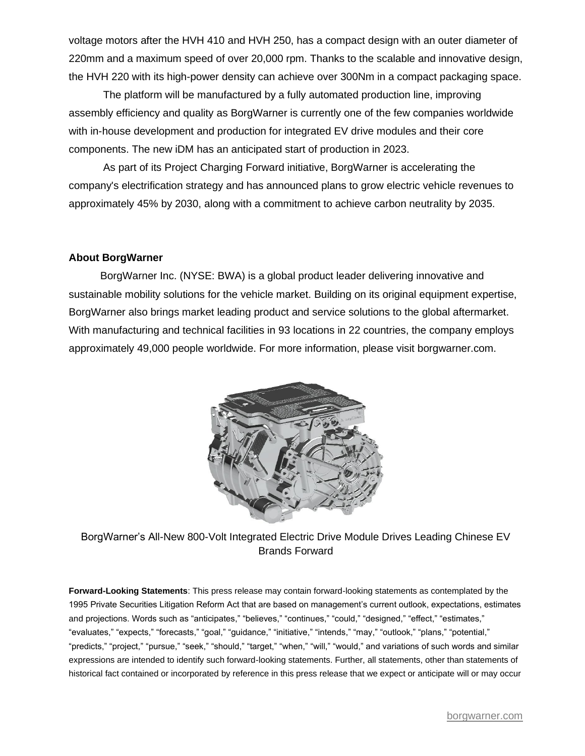voltage motors after the HVH 410 and HVH 250, has a compact design with an outer diameter of 220mm and a maximum speed of over 20,000 rpm. Thanks to the scalable and innovative design, the HVH 220 with its high-power density can achieve over 300Nm in a compact packaging space.

The platform will be manufactured by a fully automated production line, improving assembly efficiency and quality as BorgWarner is currently one of the few companies worldwide with in-house development and production for integrated EV drive modules and their core components. The new iDM has an anticipated start of production in 2023.

As part of its Project Charging Forward initiative, BorgWarner is accelerating the company's electrification strategy and has announced plans to grow electric vehicle revenues to approximately 45% by 2030, along with a commitment to achieve carbon neutrality by 2035.

**About BorgWarner**

BorgWarner Inc. (NYSE: BWA) is a global product leader delivering innovative and sustainable mobility solutions for the vehicle market. Building on its original equipment expertise, BorgWarner also brings market leading product and service solutions to the global aftermarket. With manufacturing and technical facilities in 93 locations in 22 countries, the company employs approximately 49,000 people worldwide. For more information, please visit borgwarner.com.

BorgWarner's All-New 800-Volt Integrated Electric Drive Module Drives Leading Chinese EV Brands Forward

**Forward-Looking Statements**: This press release may contain forward-looking statements as contemplated by the 1995 Private Securities Litigation Reform Act that are based on management's current outlook, expectations, estimates and projections. Words such as "anticipates," "believes," "continues," "could," "designed," "effect," "estimates," "evaluates," "expects," "forecasts," "goal," "guidance," "initiative," "intends," "may," "outlook," "plans," "potential," "predicts," "project," "pursue," "seek," "should," "target," "when," "will," "would," and variations of such words and similar expressions are intended to identify such forward-looking statements. Further, all statements, other than statements of historical fact contained or incorporated by reference in this press release that we expect or anticipate will or may occur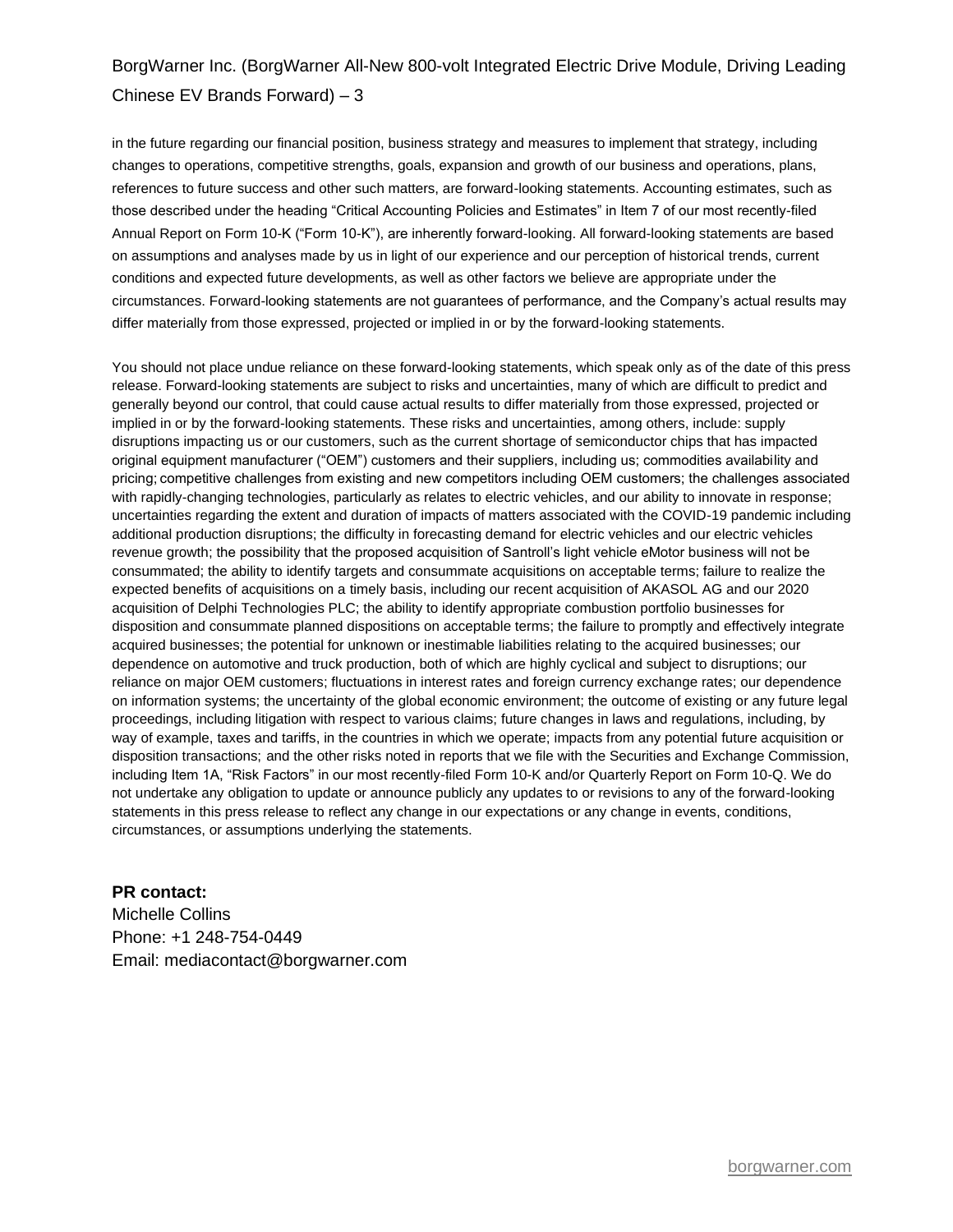in the future regarding our financial position, business strategy and measures to implement that strategy, including changes to operations, competitive strengths, goals, expansion and growth of our business and operations, plans, references to future success and other such matters, are forward-looking statements. Accounting estimates, such as those described under the heading "Critical Accounting Policies and Estimates" in Item 7 of our most recently-filed Annual Report on Form 10-K ("Form 10-K"), are inherently forward-looking. All forward-looking statements are based on assumptions and analyses made by us in light of our experience and our perception of historical trends, current conditions and expected future developments, as well as other factors we believe are appropriate under the circumstances. Forward-looking statements are not guarantees of performance, and the Company's actual results may differ materially from those expressed, projected or implied in or by the forward-looking statements.

You should not place undue reliance on these forward-looking statements, which speak only as of the date of this press release. Forward-looking statements are subject to risks and uncertainties, many of which are difficult to predict and generally beyond our control, that could cause actual results to differ materially from those expressed, projected or implied in or by the forward-looking statements. These risks and uncertainties, among others, include: supply disruptions impacting us or our customers, such as the current shortage of semiconductor chips that has impacted original equipment manufacturer ("OEM") customers and their suppliers, including us; commodities availability and pricing; competitive challenges from existing and new competitors including OEM customers; the challenges associated with rapidly-changing technologies, particularly as relates to electric vehicles, and our ability to innovate in response; uncertainties regarding the extent and duration of impacts of matters associated with the COVID-19 pandemic including additional production disruptions; the difficulty in forecasting demand for electric vehicles and our electric vehicles revenue growth; the possibility that the proposed acquisition of Santroll's light vehicle eMotor business will not be consummated; the ability to identify targets and consummate acquisitions on acceptable terms; failure to realize the expected benefits of acquisitions on a timely basis, including our recent acquisition of AKASOL AG and our 2020 acquisition of Delphi Technologies PLC; the ability to identify appropriate combustion portfolio businesses for disposition and consummate planned dispositions on acceptable terms; the failure to promptly and effectively integrate acquired businesses; the potential for unknown or inestimable liabilities relating to the acquired businesses; our dependence on automotive and truck production, both of which are highly cyclical and subject to disruptions; our reliance on major OEM customers; fluctuations in interest rates and foreign currency exchange rates; our dependence on information systems; the uncertainty of the global economic environment; the outcome of existing or any future legal proceedings, including litigation with respect to various claims; future changes in laws and regulations, including, by way of example, taxes and tariffs, in the countries in which we operate; impacts from any potential future acquisition or disposition transactions; and the other risks noted in reports that we file with the Securities and Exchange Commission, including Item 1A, "Risk Factors" in our most recently-filed Form 10-K and/or Quarterly Report on Form 10-Q. We do not undertake any obligation to update or announce publicly any updates to or revisions to any of the forward-looking statements in this press release to reflect any change in our expectations or any change in events, conditions, circumstances, or assumptions underlying the statements.

**PR contact:**
Michelle Collins
Phone: +1 248-754-0449
Email: mediacontact@borgwarner.com